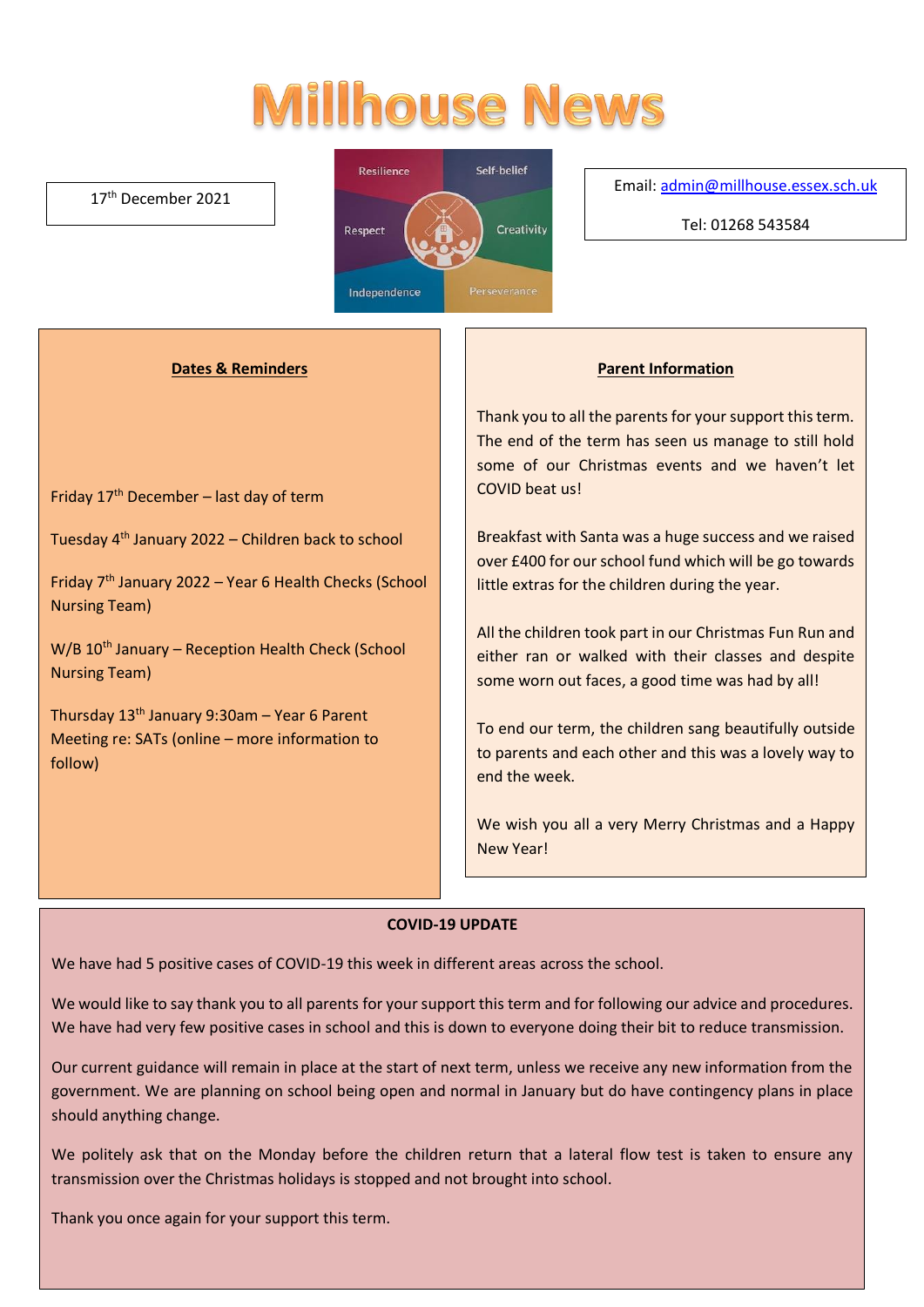# Millhouse News

17th December 2021

Resilience | Self-belief | Respect | Creativity | Independence | Perseverance

Email: admin@millhouse.essex.sch.uk

Tel: 01268 543584

## Dates & Reminders

Friday 17th December – last day of term

Tuesday 4th January 2022 – Children back to school

Friday 7th January 2022 – Year 6 Health Checks (School Nursing Team)

W/B 10th January – Reception Health Check (School Nursing Team)

Thursday 13th January 9:30am – Year 6 Parent Meeting re: SATs (online – more information to follow)

## Parent Information

Thank you to all the parents for your support this term. The end of the term has seen us manage to still hold some of our Christmas events and we haven't let COVID beat us!

Breakfast with Santa was a huge success and we raised over £400 for our school fund which will be go towards little extras for the children during the year.

All the children took part in our Christmas Fun Run and either ran or walked with their classes and despite some worn out faces, a good time was had by all!

To end our term, the children sang beautifully outside to parents and each other and this was a lovely way to end the week.

We wish you all a very Merry Christmas and a Happy New Year!

## COVID-19 UPDATE

We have had 5 positive cases of COVID-19 this week in different areas across the school.

We would like to say thank you to all parents for your support this term and for following our advice and procedures. We have had very few positive cases in school and this is down to everyone doing their bit to reduce transmission.

Our current guidance will remain in place at the start of next term, unless we receive any new information from the government. We are planning on school being open and normal in January but do have contingency plans in place should anything change.

We politely ask that on the Monday before the children return that a lateral flow test is taken to ensure any transmission over the Christmas holidays is stopped and not brought into school.

Thank you once again for your support this term.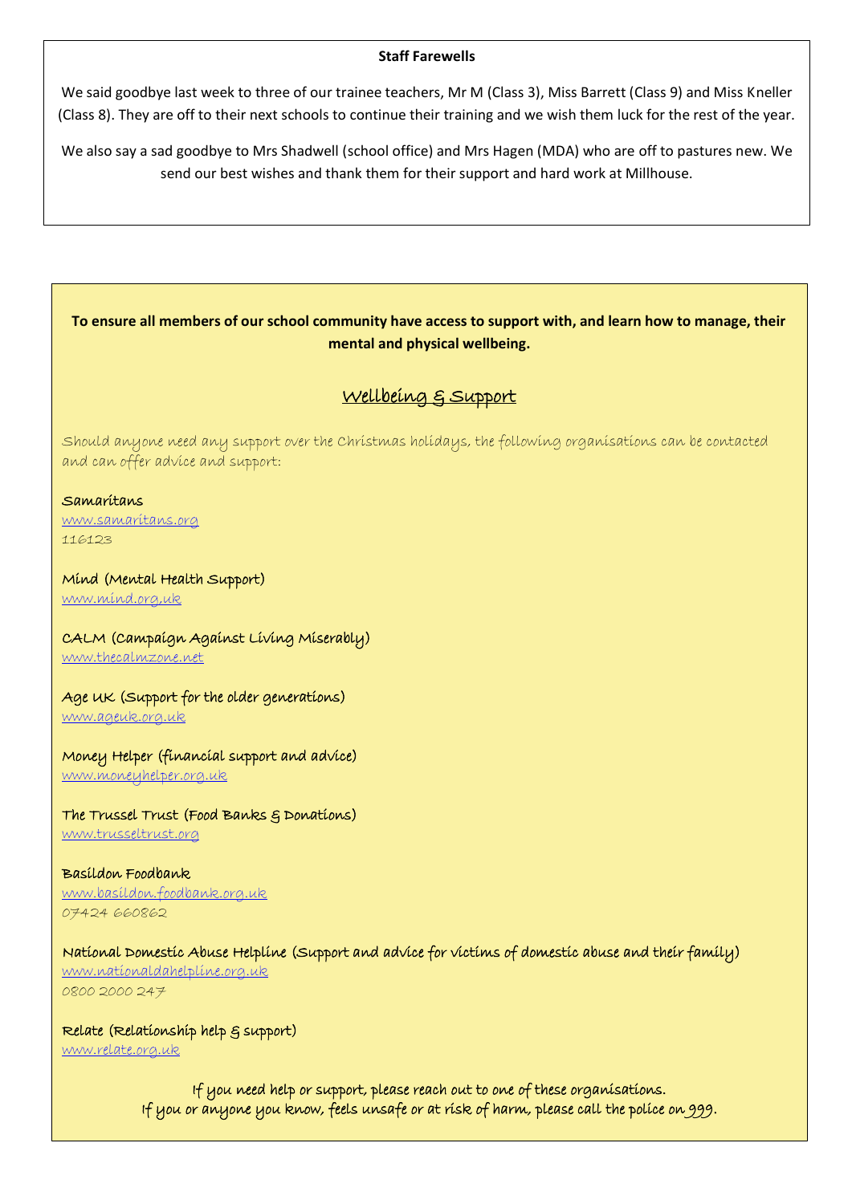### Staff Farewells

We said goodbye last week to three of our trainee teachers, Mr M (Class 3), Miss Barrett (Class 9) and Miss Kneller (Class 8). They are off to their next schools to continue their training and we wish them luck for the rest of the year.

We also say a sad goodbye to Mrs Shadwell (school office) and Mrs Hagen (MDA) who are off to pastures new. We send our best wishes and thank them for their support and hard work at Millhouse.

**To ensure all members of our school community have access to support with, and learn how to manage, their mental and physical wellbeing.**

## Wellbeing & Support

Should anyone need any support over the Christmas holidays, the following organisations can be contacted and can offer advice and support:

**Samaritans**
www.samaritans.org
116123

**Mind (Mental Health Support)**
www.mind.org.uk

**CALM (Campaign Against Living Miserably)**
www.thecalmzone.net

**Age UK (Support for the older generations)**
www.ageuk.org.uk

**Money Helper (financial support and advice)**
www.moneyhelper.org.uk

**The Trussel Trust (Food Banks & Donations)**
www.trusseltrust.org

**Basildon Foodbank**
www.basildon.foodbank.org.uk
07424 660862

**National Domestic Abuse Helpline (Support and advice for victims of domestic abuse and their family)**
www.nationaldahelpline.org.uk
0800 2000 247

**Relate (Relationship help & support)**
www.relate.org.uk

If you need help or support, please reach out to one of these organisations.
If you or anyone you know, feels unsafe or at risk of harm, please call the police on 999.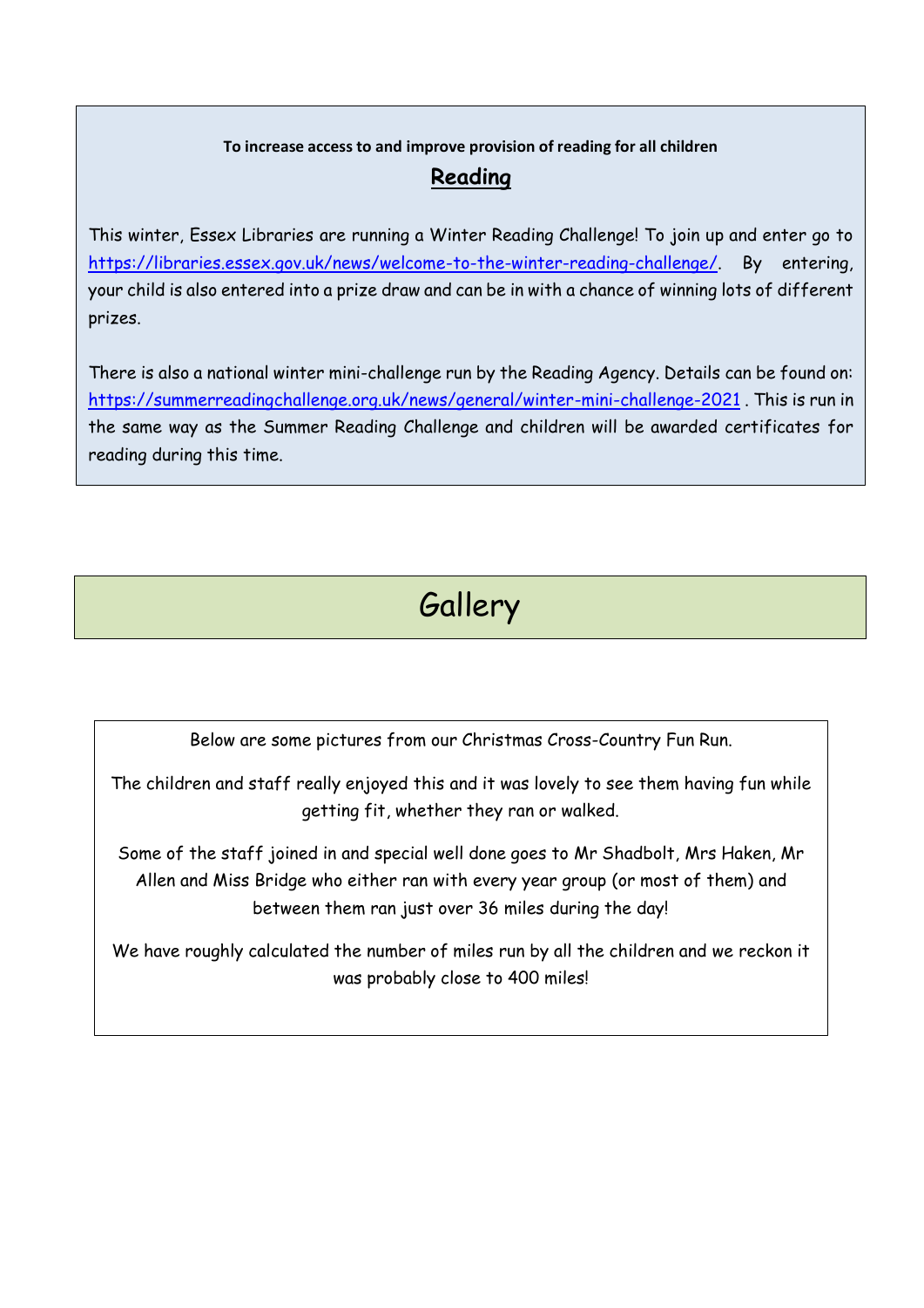**To increase access to and improve provision of reading for all children**

## Reading

This winter, Essex Libraries are running a Winter Reading Challenge! To join up and enter go to https://libraries.essex.gov.uk/news/welcome-to-the-winter-reading-challenge/. By entering, your child is also entered into a prize draw and can be in with a chance of winning lots of different prizes.

There is also a national winter mini-challenge run by the Reading Agency. Details can be found on: https://summerreadingchallenge.org.uk/news/general/winter-mini-challenge-2021 . This is run in the same way as the Summer Reading Challenge and children will be awarded certificates for reading during this time.

# Gallery

Below are some pictures from our Christmas Cross-Country Fun Run.

The children and staff really enjoyed this and it was lovely to see them having fun while getting fit, whether they ran or walked.

Some of the staff joined in and special well done goes to Mr Shadbolt, Mrs Haken, Mr Allen and Miss Bridge who either ran with every year group (or most of them) and between them ran just over 36 miles during the day!

We have roughly calculated the number of miles run by all the children and we reckon it was probably close to 400 miles!